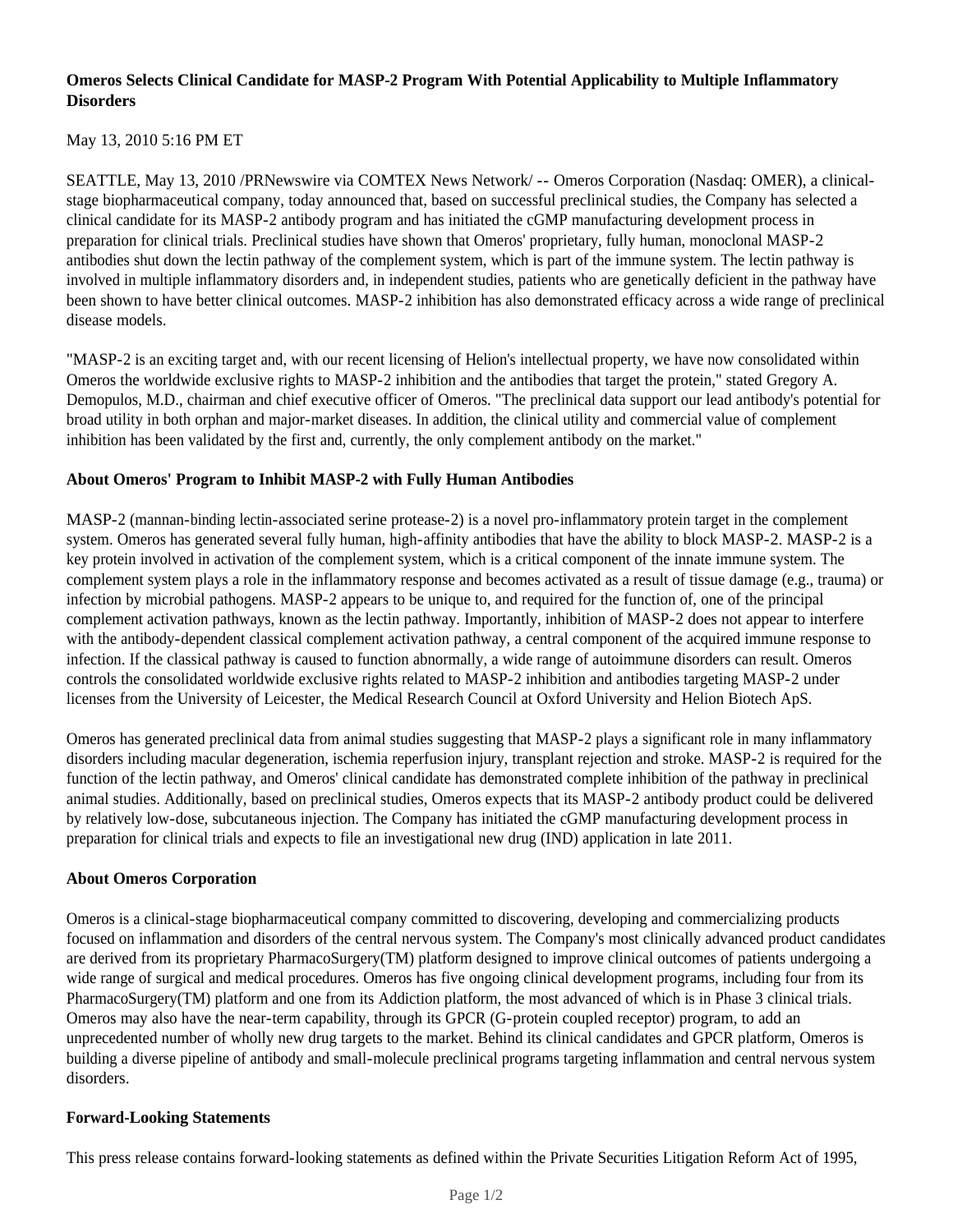**Omeros Selects Clinical Candidate for MASP-2 Program With Potential Applicability to Multiple Inflammatory Disorders**

May 13, 2010 5:16 PM ET

SEATTLE, May 13, 2010 /PRNewswire via COMTEX News Network/ -- Omeros Corporation (Nasdaq: OMER), a clinical-stage biopharmaceutical company, today announced that, based on successful preclinical studies, the Company has selected a clinical candidate for its MASP-2 antibody program and has initiated the cGMP manufacturing development process in preparation for clinical trials. Preclinical studies have shown that Omeros' proprietary, fully human, monoclonal MASP-2 antibodies shut down the lectin pathway of the complement system, which is part of the immune system. The lectin pathway is involved in multiple inflammatory disorders and, in independent studies, patients who are genetically deficient in the pathway have been shown to have better clinical outcomes. MASP-2 inhibition has also demonstrated efficacy across a wide range of preclinical disease models.

"MASP-2 is an exciting target and, with our recent licensing of Helion's intellectual property, we have now consolidated within Omeros the worldwide exclusive rights to MASP-2 inhibition and the antibodies that target the protein," stated Gregory A. Demopulos, M.D., chairman and chief executive officer of Omeros. "The preclinical data support our lead antibody's potential for broad utility in both orphan and major-market diseases. In addition, the clinical utility and commercial value of complement inhibition has been validated by the first and, currently, the only complement antibody on the market."

**About Omeros' Program to Inhibit MASP-2 with Fully Human Antibodies**

MASP-2 (mannan-binding lectin-associated serine protease-2) is a novel pro-inflammatory protein target in the complement system. Omeros has generated several fully human, high-affinity antibodies that have the ability to block MASP-2. MASP-2 is a key protein involved in activation of the complement system, which is a critical component of the innate immune system. The complement system plays a role in the inflammatory response and becomes activated as a result of tissue damage (e.g., trauma) or infection by microbial pathogens. MASP-2 appears to be unique to, and required for the function of, one of the principal complement activation pathways, known as the lectin pathway. Importantly, inhibition of MASP-2 does not appear to interfere with the antibody-dependent classical complement activation pathway, a central component of the acquired immune response to infection. If the classical pathway is caused to function abnormally, a wide range of autoimmune disorders can result. Omeros controls the consolidated worldwide exclusive rights related to MASP-2 inhibition and antibodies targeting MASP-2 under licenses from the University of Leicester, the Medical Research Council at Oxford University and Helion Biotech ApS.

Omeros has generated preclinical data from animal studies suggesting that MASP-2 plays a significant role in many inflammatory disorders including macular degeneration, ischemia reperfusion injury, transplant rejection and stroke. MASP-2 is required for the function of the lectin pathway, and Omeros' clinical candidate has demonstrated complete inhibition of the pathway in preclinical animal studies. Additionally, based on preclinical studies, Omeros expects that its MASP-2 antibody product could be delivered by relatively low-dose, subcutaneous injection. The Company has initiated the cGMP manufacturing development process in preparation for clinical trials and expects to file an investigational new drug (IND) application in late 2011.

**About Omeros Corporation**

Omeros is a clinical-stage biopharmaceutical company committed to discovering, developing and commercializing products focused on inflammation and disorders of the central nervous system. The Company's most clinically advanced product candidates are derived from its proprietary PharmacoSurgery(TM) platform designed to improve clinical outcomes of patients undergoing a wide range of surgical and medical procedures. Omeros has five ongoing clinical development programs, including four from its PharmacoSurgery(TM) platform and one from its Addiction platform, the most advanced of which is in Phase 3 clinical trials. Omeros may also have the near-term capability, through its GPCR (G-protein coupled receptor) program, to add an unprecedented number of wholly new drug targets to the market. Behind its clinical candidates and GPCR platform, Omeros is building a diverse pipeline of antibody and small-molecule preclinical programs targeting inflammation and central nervous system disorders.

**Forward-Looking Statements**

This press release contains forward-looking statements as defined within the Private Securities Litigation Reform Act of 1995,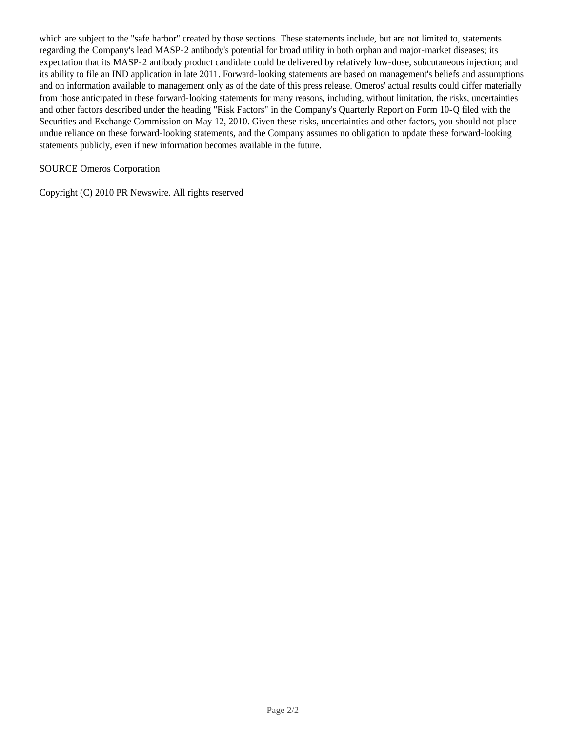which are subject to the "safe harbor" created by those sections. These statements include, but are not limited to, statements regarding the Company's lead MASP-2 antibody's potential for broad utility in both orphan and major-market diseases; its expectation that its MASP-2 antibody product candidate could be delivered by relatively low-dose, subcutaneous injection; and its ability to file an IND application in late 2011. Forward-looking statements are based on management's beliefs and assumptions and on information available to management only as of the date of this press release. Omeros' actual results could differ materially from those anticipated in these forward-looking statements for many reasons, including, without limitation, the risks, uncertainties and other factors described under the heading "Risk Factors" in the Company's Quarterly Report on Form 10-Q filed with the Securities and Exchange Commission on May 12, 2010. Given these risks, uncertainties and other factors, you should not place undue reliance on these forward-looking statements, and the Company assumes no obligation to update these forward-looking statements publicly, even if new information becomes available in the future.

SOURCE Omeros Corporation

Copyright (C) 2010 PR Newswire. All rights reserved